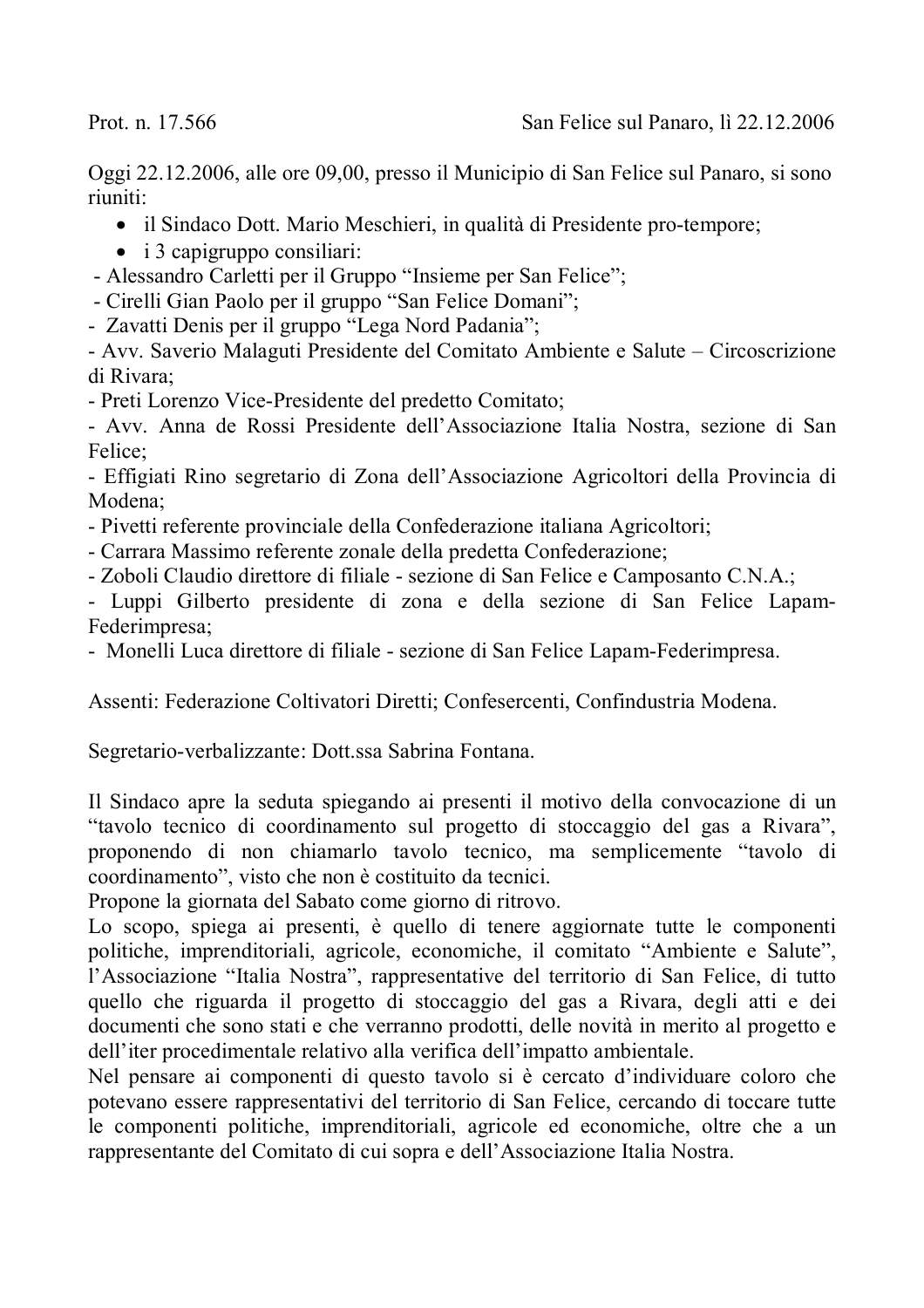Prot. n. 17.566 San Felice sul Panaro, lì 22.12.2006

Oggi 22.12.2006, alle ore 09,00, presso il Municipio di San Felice sul Panaro, si sono riuniti:

- il Sindaco Dott. Mario Meschieri, in qualità di Presidente pro-tempore;
- i 3 capigruppo consiliari:

- Alessandro Carletti per il Gruppo "Insieme per San Felice";
- Cirelli Gian Paolo per il gruppo "San Felice Domani";
- Zavatti Denis per il gruppo "Lega Nord Padania";
- Avv. Saverio Malaguti Presidente del Comitato Ambiente e Salute – Circoscrizione di Rivara;
- Preti Lorenzo Vice-Presidente del predetto Comitato;
- Avv. Anna de Rossi Presidente dell'Associazione Italia Nostra, sezione di San Felice;
- Effigiati Rino segretario di Zona dell'Associazione Agricoltori della Provincia di Modena;
- Pivetti referente provinciale della Confederazione italiana Agricoltori;
- Carrara Massimo referente zonale della predetta Confederazione;
- Zoboli Claudio direttore di filiale - sezione di San Felice e Camposanto C.N.A.;
- Luppi Gilberto presidente di zona e della sezione di San Felice Lapam-Federimpresa;
- Monelli Luca direttore di filiale - sezione di San Felice Lapam-Federimpresa.

Assenti: Federazione Coltivatori Diretti; Confesercenti, Confindustria Modena.

Segretario-verbalizzante: Dott.ssa Sabrina Fontana.

Il Sindaco apre la seduta spiegando ai presenti il motivo della convocazione di un "tavolo tecnico di coordinamento sul progetto di stoccaggio del gas a Rivara", proponendo di non chiamarlo tavolo tecnico, ma semplicemente "tavolo di coordinamento", visto che non è costituito da tecnici.
Propone la giornata del Sabato come giorno di ritrovo.
Lo scopo, spiega ai presenti, è quello di tenere aggiornate tutte le componenti politiche, imprenditoriali, agricole, economiche, il comitato "Ambiente e Salute", l'Associazione "Italia Nostra", rappresentative del territorio di San Felice, di tutto quello che riguarda il progetto di stoccaggio del gas a Rivara, degli atti e dei documenti che sono stati e che verranno prodotti, delle novità in merito al progetto e dell'iter procedimentale relativo alla verifica dell'impatto ambientale.
Nel pensare ai componenti di questo tavolo si è cercato d'individuare coloro che potevano essere rappresentativi del territorio di San Felice, cercando di toccare tutte le componenti politiche, imprenditoriali, agricole ed economiche, oltre che a un rappresentante del Comitato di cui sopra e dell'Associazione Italia Nostra.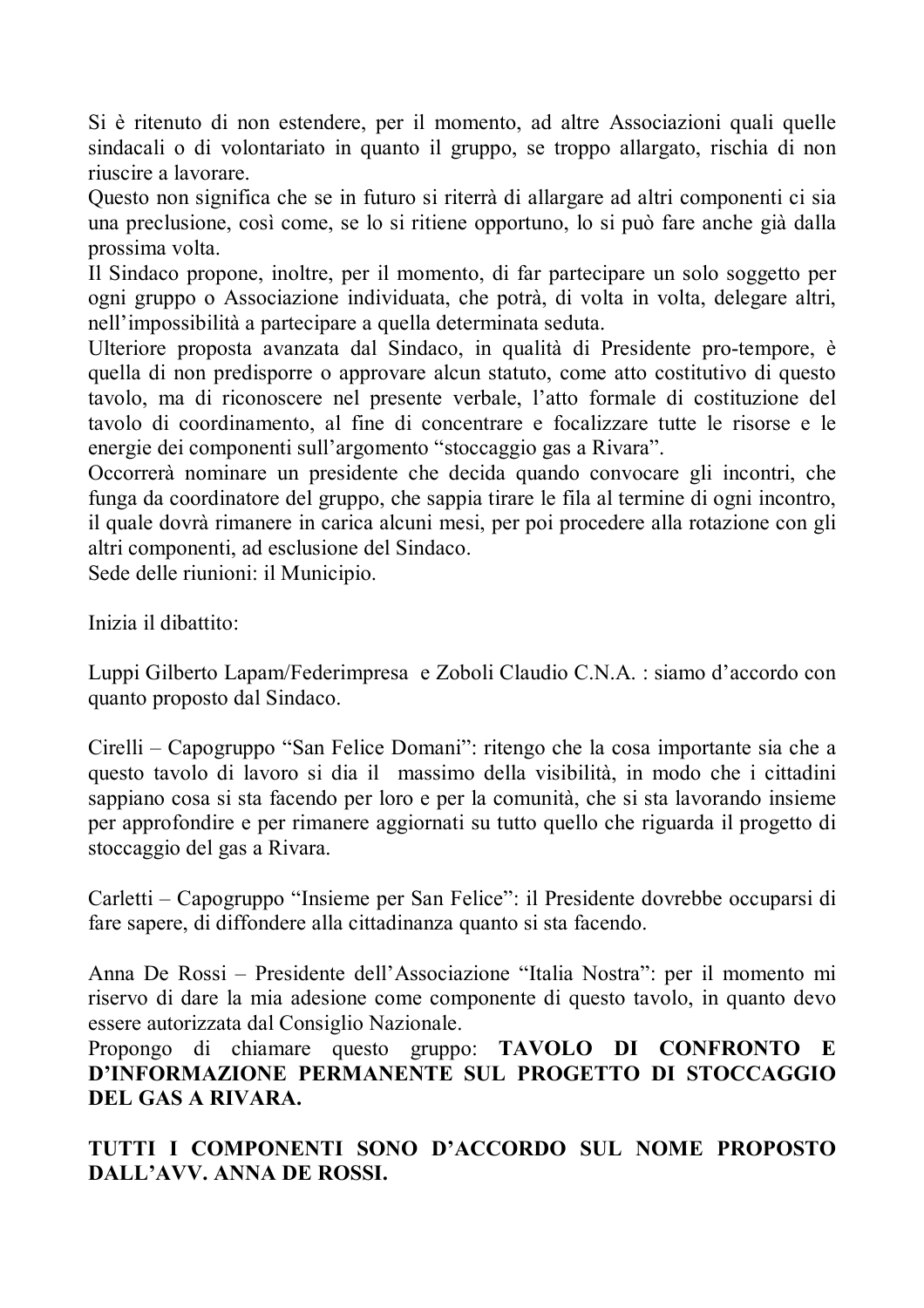Si è ritenuto di non estendere, per il momento, ad altre Associazioni quali quelle sindacali o di volontariato in quanto il gruppo, se troppo allargato, rischia di non riuscire a lavorare.
Questo non significa che se in futuro si riterrà di allargare ad altri componenti ci sia una preclusione, così come, se lo si ritiene opportuno, lo si può fare anche già dalla prossima volta.
Il Sindaco propone, inoltre, per il momento, di far partecipare un solo soggetto per ogni gruppo o Associazione individuata, che potrà, di volta in volta, delegare altri, nell'impossibilità a partecipare a quella determinata seduta.
Ulteriore proposta avanzata dal Sindaco, in qualità di Presidente pro-tempore, è quella di non predisporre o approvare alcun statuto, come atto costitutivo di questo tavolo, ma di riconoscere nel presente verbale, l'atto formale di costituzione del tavolo di coordinamento, al fine di concentrare e focalizzare tutte le risorse e le energie dei componenti sull'argomento "stoccaggio gas a Rivara".
Occorrerà nominare un presidente che decida quando convocare gli incontri, che funga da coordinatore del gruppo, che sappia tirare le fila al termine di ogni incontro, il quale dovrà rimanere in carica alcuni mesi, per poi procedere alla rotazione con gli altri componenti, ad esclusione del Sindaco.
Sede delle riunioni: il Municipio.

Inizia il dibattito:

Luppi Gilberto Lapam/Federimpresa e Zoboli Claudio C.N.A. : siamo d'accordo con quanto proposto dal Sindaco.

Cirelli – Capogruppo "San Felice Domani": ritengo che la cosa importante sia che a questo tavolo di lavoro si dia il massimo della visibilità, in modo che i cittadini sappiano cosa si sta facendo per loro e per la comunità, che si sta lavorando insieme per approfondire e per rimanere aggiornati su tutto quello che riguarda il progetto di stoccaggio del gas a Rivara.

Carletti – Capogruppo "Insieme per San Felice": il Presidente dovrebbe occuparsi di fare sapere, di diffondere alla cittadinanza quanto si sta facendo.

Anna De Rossi – Presidente dell'Associazione "Italia Nostra": per il momento mi riservo di dare la mia adesione come componente di questo tavolo, in quanto devo essere autorizzata dal Consiglio Nazionale.
Propongo di chiamare questo gruppo: **TAVOLO DI CONFRONTO E D'INFORMAZIONE PERMANENTE SUL PROGETTO DI STOCCAGGIO DEL GAS A RIVARA.**

**TUTTI I COMPONENTI SONO D'ACCORDO SUL NOME PROPOSTO DALL'AVV. ANNA DE ROSSI.**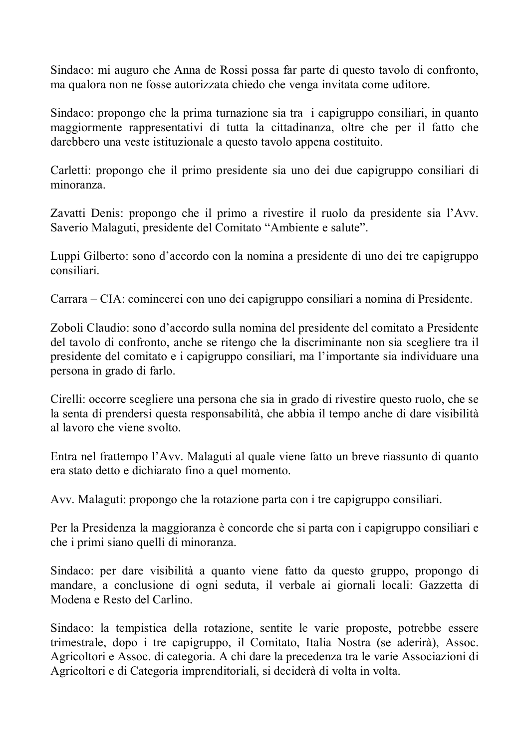Sindaco: mi auguro che Anna de Rossi possa far parte di questo tavolo di confronto, ma qualora non ne fosse autorizzata chiedo che venga invitata come uditore.

Sindaco: propongo che la prima turnazione sia tra i capigruppo consiliari, in quanto maggiormente rappresentativi di tutta la cittadinanza, oltre che per il fatto che darebbero una veste istituzionale a questo tavolo appena costituito.

Carletti: propongo che il primo presidente sia uno dei due capigruppo consiliari di minoranza.

Zavatti Denis: propongo che il primo a rivestire il ruolo da presidente sia l'Avv. Saverio Malaguti, presidente del Comitato "Ambiente e salute".

Luppi Gilberto: sono d'accordo con la nomina a presidente di uno dei tre capigruppo consiliari.

Carrara – CIA: comincerei con uno dei capigruppo consiliari a nomina di Presidente.

Zoboli Claudio: sono d'accordo sulla nomina del presidente del comitato a Presidente del tavolo di confronto, anche se ritengo che la discriminante non sia scegliere tra il presidente del comitato e i capigruppo consiliari, ma l'importante sia individuare una persona in grado di farlo.

Cirelli: occorre scegliere una persona che sia in grado di rivestire questo ruolo, che se la senta di prendersi questa responsabilità, che abbia il tempo anche di dare visibilità al lavoro che viene svolto.

Entra nel frattempo l'Avv. Malaguti al quale viene fatto un breve riassunto di quanto era stato detto e dichiarato fino a quel momento.

Avv. Malaguti: propongo che la rotazione parta con i tre capigruppo consiliari.

Per la Presidenza la maggioranza è concorde che si parta con i capigruppo consiliari e che i primi siano quelli di minoranza.

Sindaco: per dare visibilità a quanto viene fatto da questo gruppo, propongo di mandare, a conclusione di ogni seduta, il verbale ai giornali locali: Gazzetta di Modena e Resto del Carlino.

Sindaco: la tempistica della rotazione, sentite le varie proposte, potrebbe essere trimestrale, dopo i tre capigruppo, il Comitato, Italia Nostra (se aderirà), Assoc. Agricoltori e Assoc. di categoria. A chi dare la precedenza tra le varie Associazioni di Agricoltori e di Categoria imprenditoriali, si deciderà di volta in volta.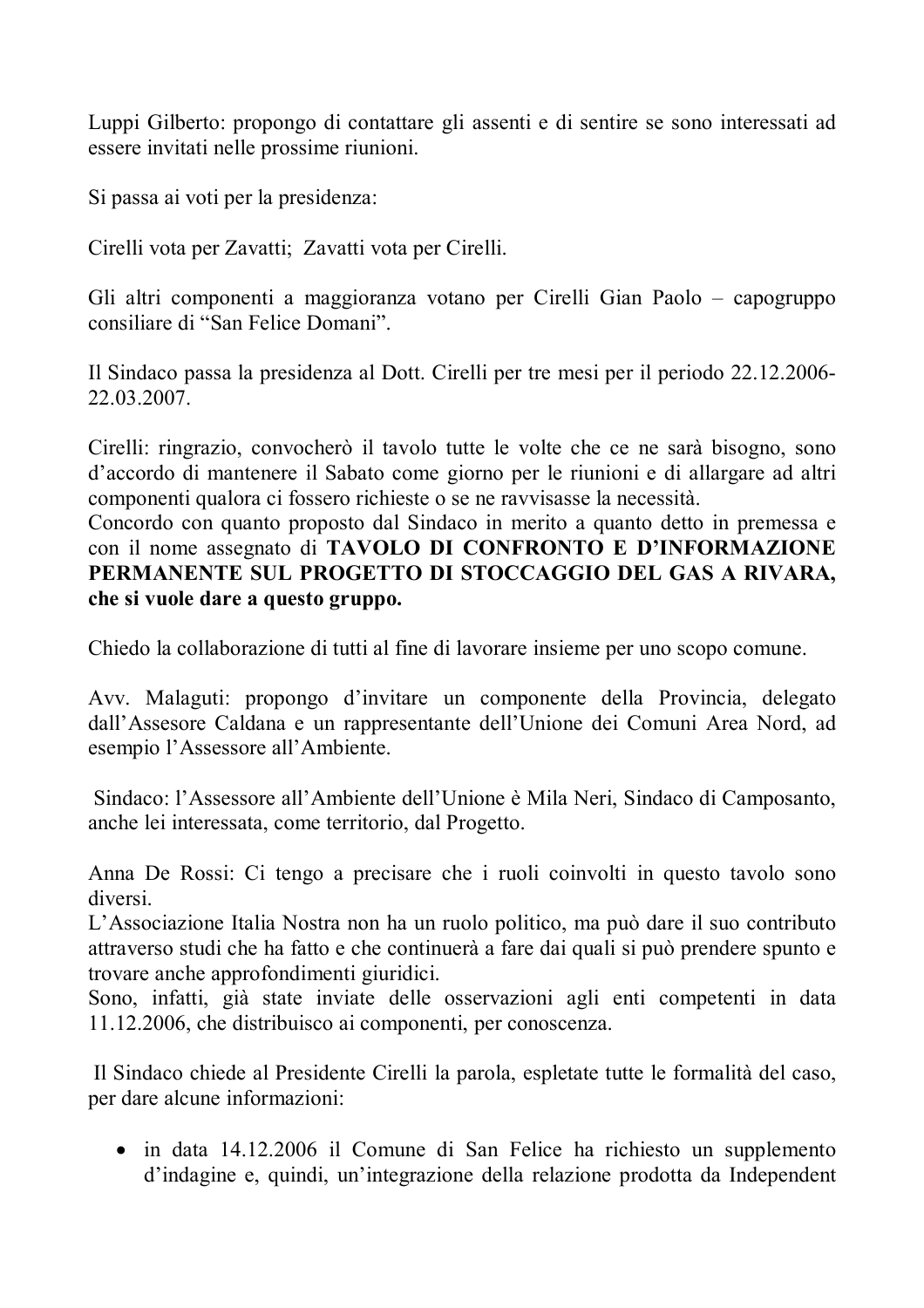Luppi Gilberto: propongo di contattare gli assenti e di sentire se sono interessati ad essere invitati nelle prossime riunioni.

Si passa ai voti per la presidenza:

Cirelli vota per Zavatti; Zavatti vota per Cirelli.

Gli altri componenti a maggioranza votano per Cirelli Gian Paolo – capogruppo consiliare di "San Felice Domani".

Il Sindaco passa la presidenza al Dott. Cirelli per tre mesi per il periodo 22.12.2006-22.03.2007.

Cirelli: ringrazio, convocherò il tavolo tutte le volte che ce ne sarà bisogno, sono d'accordo di mantenere il Sabato come giorno per le riunioni e di allargare ad altri componenti qualora ci fossero richieste o se ne ravvisasse la necessità.
Concordo con quanto proposto dal Sindaco in merito a quanto detto in premessa e con il nome assegnato di **TAVOLO DI CONFRONTO E D'INFORMAZIONE PERMANENTE SUL PROGETTO DI STOCCAGGIO DEL GAS A RIVARA, che si vuole dare a questo gruppo.**

Chiedo la collaborazione di tutti al fine di lavorare insieme per uno scopo comune.

Avv. Malaguti: propongo d'invitare un componente della Provincia, delegato dall'Assesore Caldana e un rappresentante dell'Unione dei Comuni Area Nord, ad esempio l'Assessore all'Ambiente.

Sindaco: l'Assessore all'Ambiente dell'Unione è Mila Neri, Sindaco di Camposanto, anche lei interessata, come territorio, dal Progetto.

Anna De Rossi: Ci tengo a precisare che i ruoli coinvolti in questo tavolo sono diversi.
L'Associazione Italia Nostra non ha un ruolo politico, ma può dare il suo contributo attraverso studi che ha fatto e che continuerà a fare dai quali si può prendere spunto e trovare anche approfondimenti giuridici.
Sono, infatti, già state inviate delle osservazioni agli enti competenti in data 11.12.2006, che distribuisco ai componenti, per conoscenza.

Il Sindaco chiede al Presidente Cirelli la parola, espletate tutte le formalità del caso, per dare alcune informazioni:

- in data 14.12.2006 il Comune di San Felice ha richiesto un supplemento d'indagine e, quindi, un'integrazione della relazione prodotta da Independent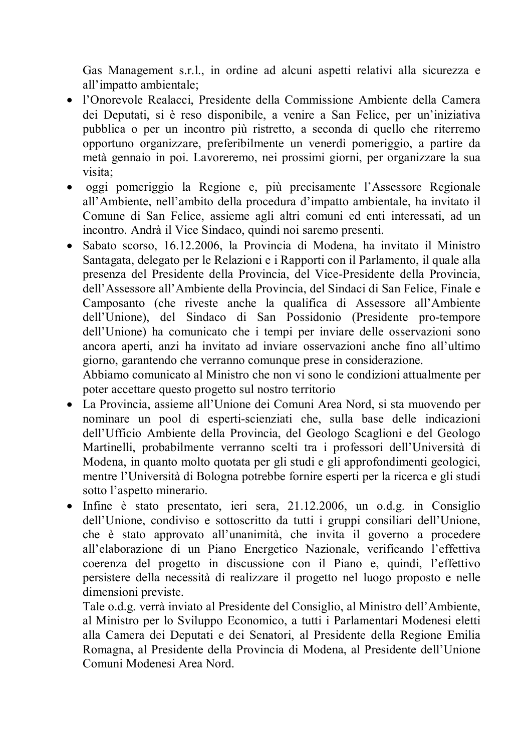Gas Management s.r.l., in ordine ad alcuni aspetti relativi alla sicurezza e all'impatto ambientale;

- l'Onorevole Realacci, Presidente della Commissione Ambiente della Camera dei Deputati, si è reso disponibile, a venire a San Felice, per un'iniziativa pubblica o per un incontro più ristretto, a seconda di quello che riterremo opportuno organizzare, preferibilmente un venerdì pomeriggio, a partire da metà gennaio in poi. Lavoreremo, nei prossimi giorni, per organizzare la sua visita;
- oggi pomeriggio la Regione e, più precisamente l'Assessore Regionale all'Ambiente, nell'ambito della procedura d'impatto ambientale, ha invitato il Comune di San Felice, assieme agli altri comuni ed enti interessati, ad un incontro. Andrà il Vice Sindaco, quindi noi saremo presenti.
- Sabato scorso, 16.12.2006, la Provincia di Modena, ha invitato il Ministro Santagata, delegato per le Relazioni e i Rapporti con il Parlamento, il quale alla presenza del Presidente della Provincia, del Vice-Presidente della Provincia, dell'Assessore all'Ambiente della Provincia, del Sindaci di San Felice, Finale e Camposanto (che riveste anche la qualifica di Assessore all'Ambiente dell'Unione), del Sindaco di San Possidonio (Presidente pro-tempore dell'Unione) ha comunicato che i tempi per inviare delle osservazioni sono ancora aperti, anzi ha invitato ad inviare osservazioni anche fino all'ultimo giorno, garantendo che verranno comunque prese in considerazione.
  Abbiamo comunicato al Ministro che non vi sono le condizioni attualmente per poter accettare questo progetto sul nostro territorio
- La Provincia, assieme all'Unione dei Comuni Area Nord, si sta muovendo per nominare un pool di esperti-scienziati che, sulla base delle indicazioni dell'Ufficio Ambiente della Provincia, del Geologo Scaglioni e del Geologo Martinelli, probabilmente verranno scelti tra i professori dell'Università di Modena, in quanto molto quotata per gli studi e gli approfondimenti geologici, mentre l'Università di Bologna potrebbe fornire esperti per la ricerca e gli studi sotto l'aspetto minerario.
- Infine è stato presentato, ieri sera, 21.12.2006, un o.d.g. in Consiglio dell'Unione, condiviso e sottoscritto da tutti i gruppi consiliari dell'Unione, che è stato approvato all'unanimità, che invita il governo a procedere all'elaborazione di un Piano Energetico Nazionale, verificando l'effettiva coerenza del progetto in discussione con il Piano e, quindi, l'effettivo persistere della necessità di realizzare il progetto nel luogo proposto e nelle dimensioni previste.
  Tale o.d.g. verrà inviato al Presidente del Consiglio, al Ministro dell'Ambiente, al Ministro per lo Sviluppo Economico, a tutti i Parlamentari Modenesi eletti alla Camera dei Deputati e dei Senatori, al Presidente della Regione Emilia Romagna, al Presidente della Provincia di Modena, al Presidente dell'Unione Comuni Modenesi Area Nord.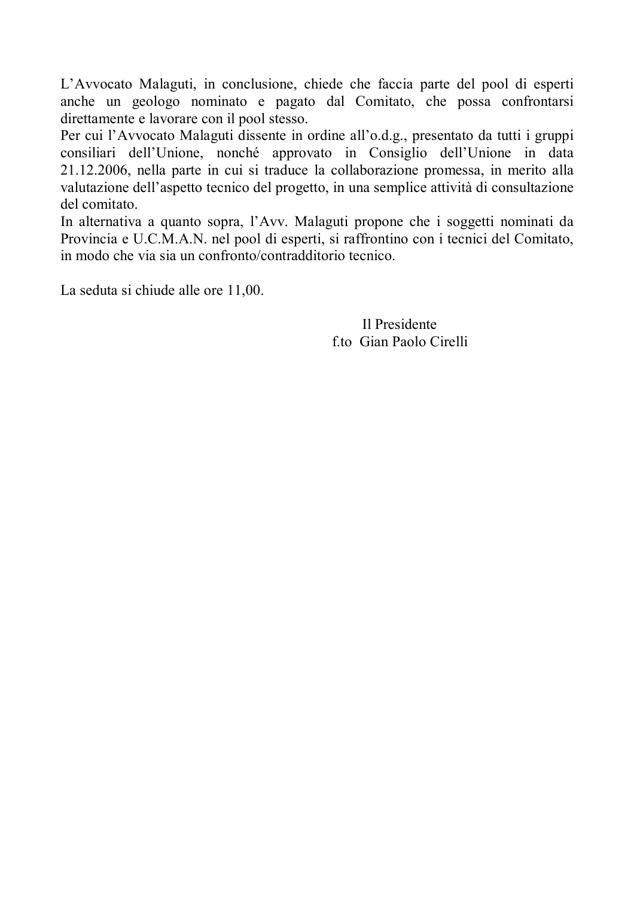L'Avvocato Malaguti, in conclusione, chiede che faccia parte del pool di esperti anche un geologo nominato e pagato dal Comitato, che possa confrontarsi direttamente e lavorare con il pool stesso.
Per cui l'Avvocato Malaguti dissente in ordine all'o.d.g., presentato da tutti i gruppi consiliari dell'Unione, nonché approvato in Consiglio dell'Unione in data 21.12.2006, nella parte in cui si traduce la collaborazione promessa, in merito alla valutazione dell'aspetto tecnico del progetto, in una semplice attività di consultazione del comitato.
In alternativa a quanto sopra, l'Avv. Malaguti propone che i soggetti nominati da Provincia e U.C.M.A.N. nel pool di esperti, si raffrontino con i tecnici del Comitato, in modo che via sia un confronto/contradditorio tecnico.

La seduta si chiude alle ore 11,00.

Il Presidente
f.to Gian Paolo Cirelli